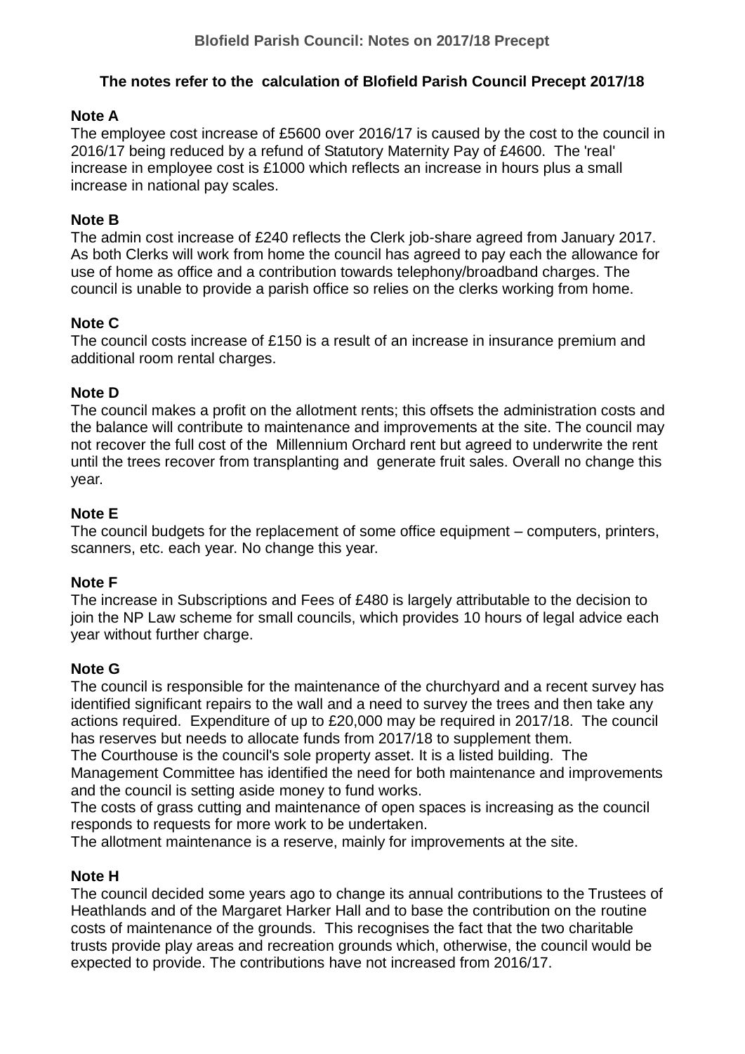# Blofield Parish Council: Notes on 2017/18 Precept

**The notes refer to the calculation of Blofield Parish Council Precept 2017/18**

**Note A**

The employee cost increase of £5600 over 2016/17 is caused by the cost to the council in 2016/17 being reduced by a refund of Statutory Maternity Pay of £4600. The 'real' increase in employee cost is £1000 which reflects an increase in hours plus a small increase in national pay scales.

**Note B**

The admin cost increase of £240 reflects the Clerk job-share agreed from January 2017. As both Clerks will work from home the council has agreed to pay each the allowance for use of home as office and a contribution towards telephony/broadband charges. The council is unable to provide a parish office so relies on the clerks working from home.

**Note C**

The council costs increase of £150 is a result of an increase in insurance premium and additional room rental charges.

**Note D**

The council makes a profit on the allotment rents; this offsets the administration costs and the balance will contribute to maintenance and improvements at the site. The council may not recover the full cost of the Millennium Orchard rent but agreed to underwrite the rent until the trees recover from transplanting and generate fruit sales. Overall no change this year.

**Note E**

The council budgets for the replacement of some office equipment – computers, printers, scanners, etc. each year. No change this year.

**Note F**

The increase in Subscriptions and Fees of £480 is largely attributable to the decision to join the NP Law scheme for small councils, which provides 10 hours of legal advice each year without further charge.

**Note G**

The council is responsible for the maintenance of the churchyard and a recent survey has identified significant repairs to the wall and a need to survey the trees and then take any actions required. Expenditure of up to £20,000 may be required in 2017/18. The council has reserves but needs to allocate funds from 2017/18 to supplement them.

The Courthouse is the council's sole property asset. It is a listed building. The Management Committee has identified the need for both maintenance and improvements and the council is setting aside money to fund works.

The costs of grass cutting and maintenance of open spaces is increasing as the council responds to requests for more work to be undertaken.

The allotment maintenance is a reserve, mainly for improvements at the site.

**Note H**

The council decided some years ago to change its annual contributions to the Trustees of Heathlands and of the Margaret Harker Hall and to base the contribution on the routine costs of maintenance of the grounds. This recognises the fact that the two charitable trusts provide play areas and recreation grounds which, otherwise, the council would be expected to provide. The contributions have not increased from 2016/17.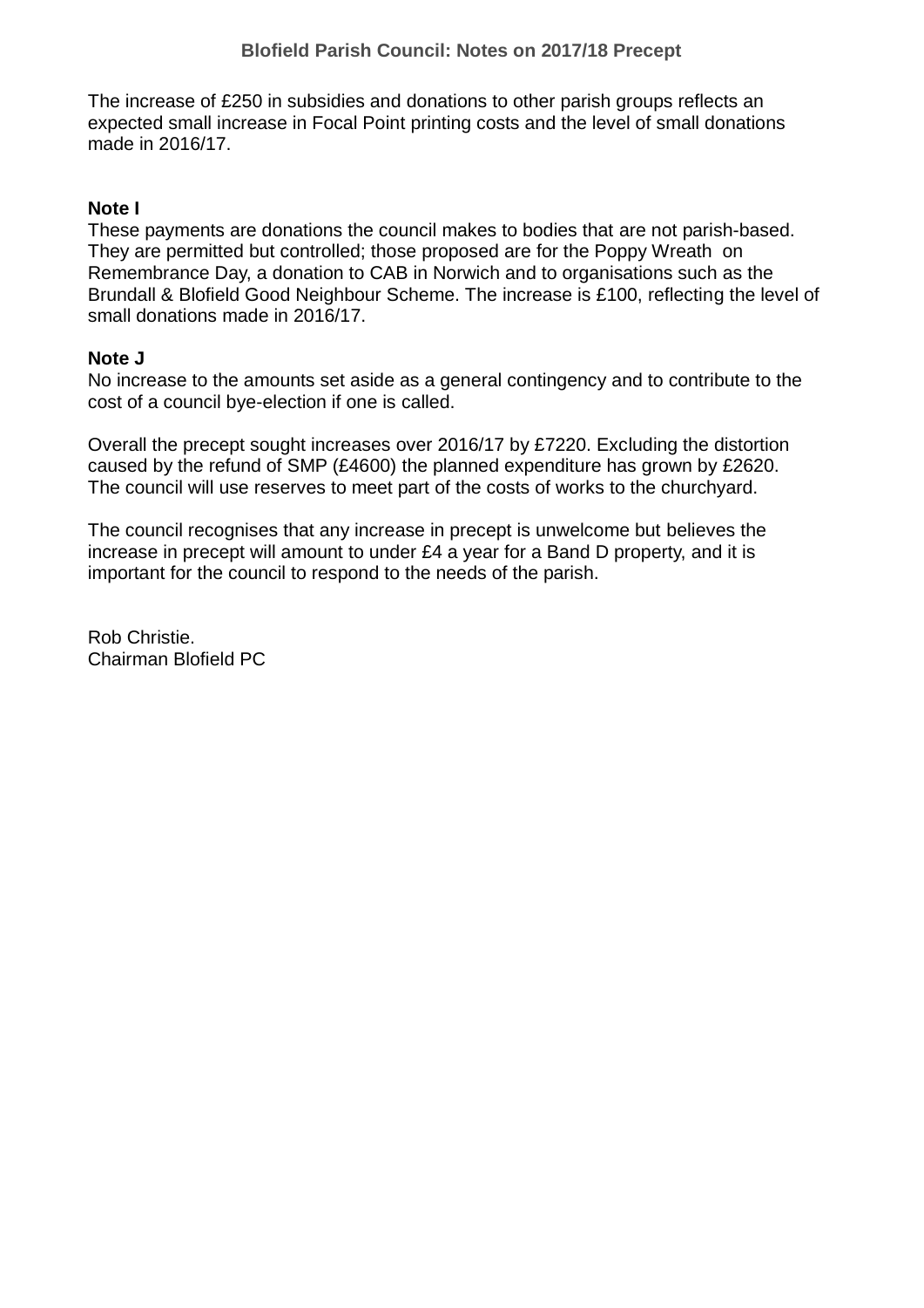The increase of £250 in subsidies and donations to other parish groups reflects an expected small increase in Focal Point printing costs and the level of small donations made in 2016/17.

**Note I**
These payments are donations the council makes to bodies that are not parish-based. They are permitted but controlled; those proposed are for the Poppy Wreath on Remembrance Day, a donation to CAB in Norwich and to organisations such as the Brundall & Blofield Good Neighbour Scheme. The increase is £100, reflecting the level of small donations made in 2016/17.

**Note J**
No increase to the amounts set aside as a general contingency and to contribute to the cost of a council bye-election if one is called.

Overall the precept sought increases over 2016/17 by £7220. Excluding the distortion caused by the refund of SMP (£4600) the planned expenditure has grown by £2620. The council will use reserves to meet part of the costs of works to the churchyard.

The council recognises that any increase in precept is unwelcome but believes the increase in precept will amount to under £4 a year for a Band D property, and it is important for the council to respond to the needs of the parish.

Rob Christie.
Chairman Blofield PC